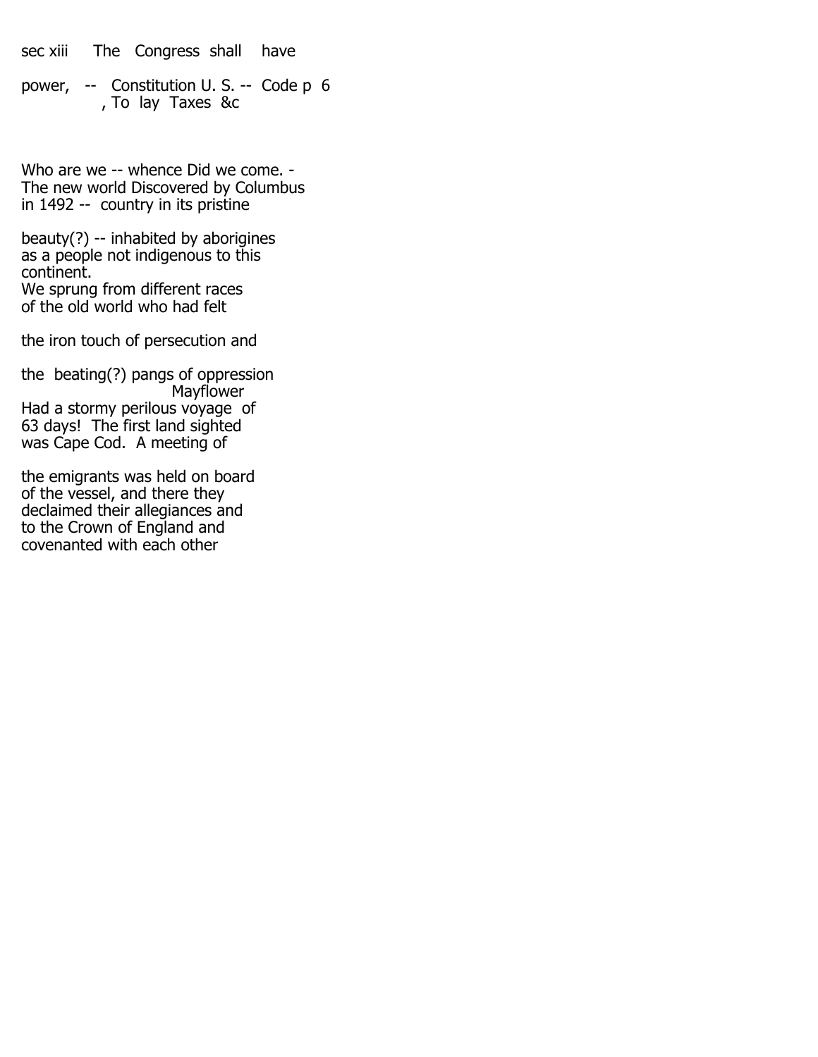sec xiii    The  Congress  shall   have

power,  --  Constitution U. S. --  Code p  6
, To  lay  Taxes  &c

Who are we -- whence Did we come. -
The new world Discovered by Columbus
in 1492 --  country in its pristine

beauty(?) -- inhabited by aborigines
as a people not indigenous to this
continent.
We sprung from different races
of the old world who had felt

the iron touch of persecution and

the  beating(?) pangs of oppression
Mayflower
Had a stormy perilous voyage  of
63 days!  The first land sighted
was Cape Cod.  A meeting of

the emigrants was held on board
of the vessel, and there they
declaimed their allegiances and
to the Crown of England and
covenanted with each other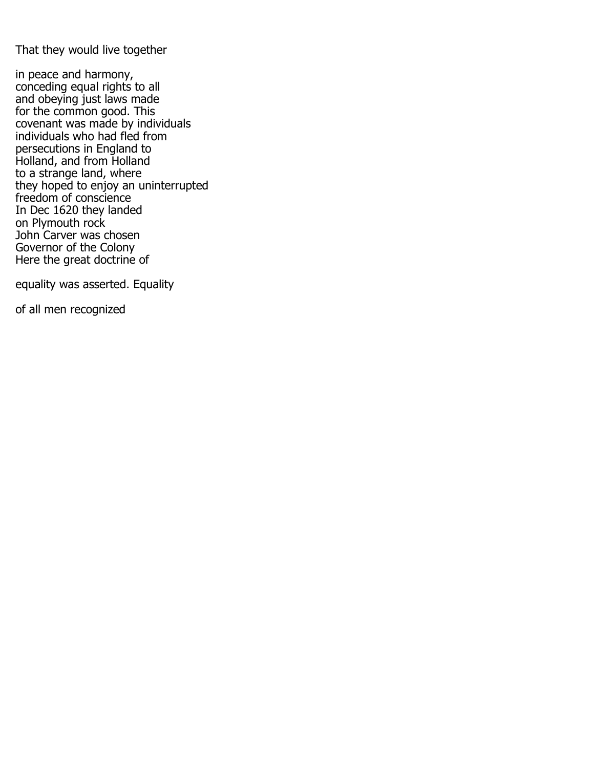That they would live together

in peace and harmony,
conceding equal rights to all
and obeying just laws made
for the common good. This
covenant was made by individuals
individuals who had fled from
persecutions in England to
Holland, and from Holland
to a strange land, where
they hoped to enjoy an uninterrupted
freedom of conscience
In Dec 1620 they landed
on Plymouth rock
John Carver was chosen
Governor of the Colony
Here the great doctrine of

equality was asserted. Equality

of all men recognized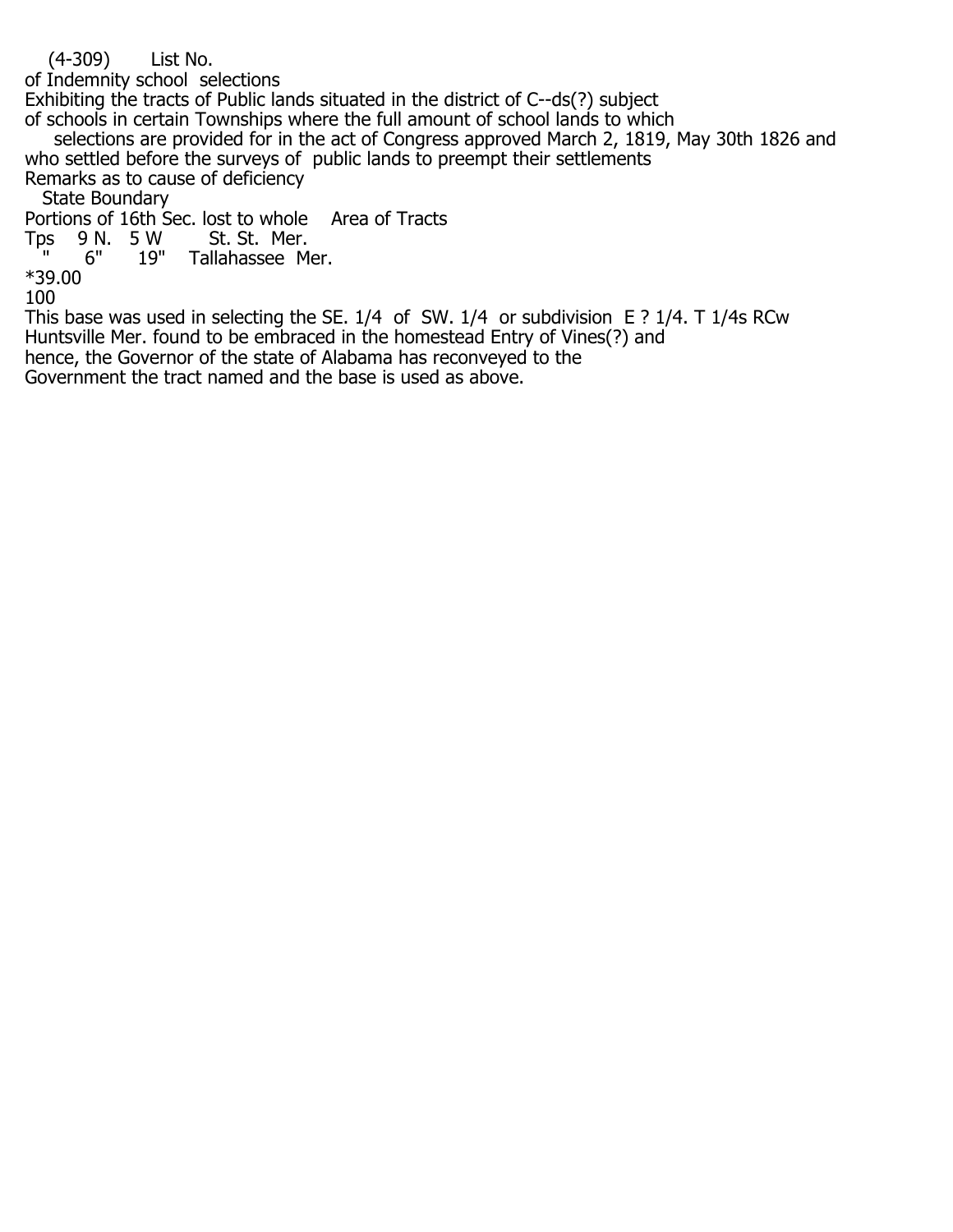(4-309)  List No.
of Indemnity school selections
Exhibiting the tracts of Public lands situated in the district of C--ds(?) subject
of schools in certain Townships where the full amount of school lands to which
selections are provided for in the act of Congress approved March 2, 1819, May 30th 1826 and
who settled before the surveys of public lands to preempt their settlements
Remarks as to cause of deficiency
State Boundary
Portions of 16th Sec. lost to whole  Area of Tracts
Tps  9 N.  5 W  St. St. Mer.
"  6"  19"  Tallahassee Mer.
*39.00
100
This base was used in selecting the SE. 1/4 of SW. 1/4 or subdivision E ? 1/4. T 1/4s RCw
Huntsville Mer. found to be embraced in the homestead Entry of Vines(?) and
hence, the Governor of the state of Alabama has reconveyed to the
Government the tract named and the base is used as above.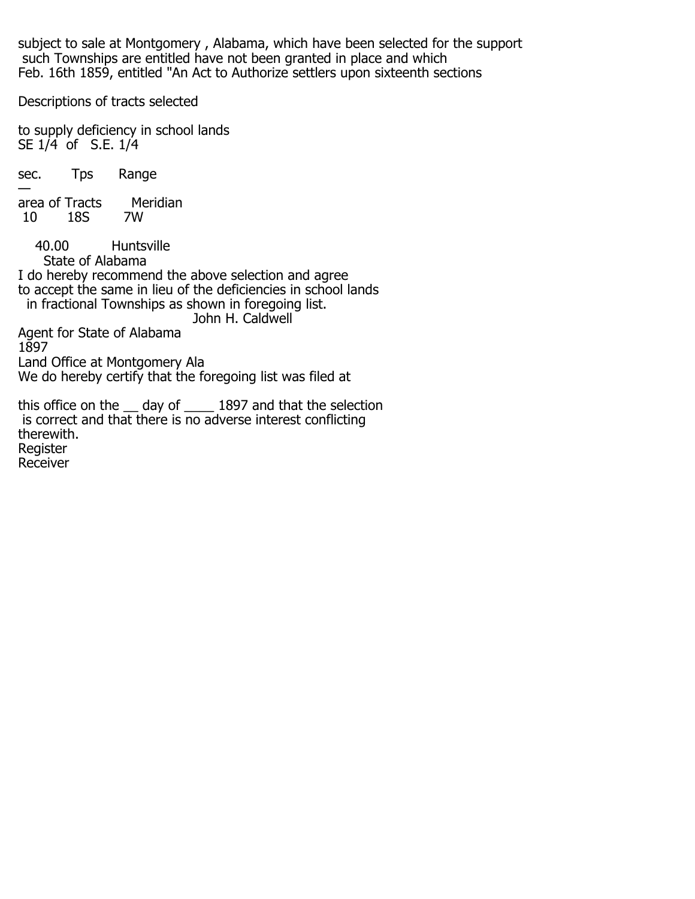subject to sale at Montgomery , Alabama, which have been selected for the support such Townships are entitled have not been granted in place and which Feb. 16th 1859, entitled "An Act to Authorize settlers upon sixteenth sections

Descriptions of tracts selected

to supply deficiency in school lands

| SE 1/4 of S.E. 1/4 | sec. | Tps | Range | area of Tracts | Meridian |
|---|---|---|---|---|---|
| | 10 | 18S | 7W | 40.00 | Huntsville |

State of Alabama

I do hereby recommend the above selection and agree to accept the same in lieu of the deficiencies in school lands in fractional Townships as shown in foregoing list.

John H. Caldwell

Agent for State of Alabama

1897

Land Office at Montgomery Ala

We do hereby certify that the foregoing list was filed at

this office on the __ day of ____ 1897 and that the selection is correct and that there is no adverse interest conflicting therewith.

Register

Receiver